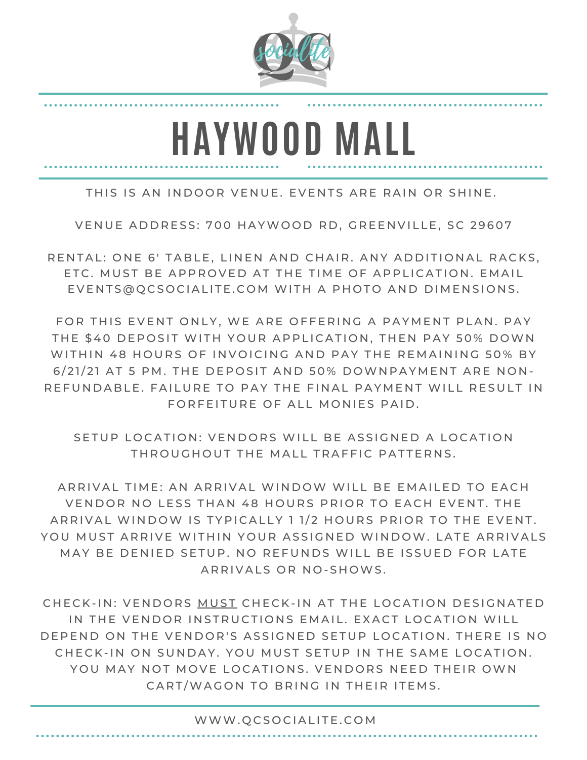# HAYWOOD MALL

THIS IS AN INDOOR VENUE. EVENTS ARE RAIN OR SHINE.

VENUE ADDRESS: 700 HAYWOOD RD, GREENVILLE, SC 29607

RENTAL: ONE 6' TABLE, LINEN AND CHAIR. ANY ADDITIONAL RACKS, ETC. MUST BE APPROVED AT THE TIME OF APPLICATION. EMAIL EVENTS@QCSOCIALITE.COM WITH A PHOTO AND DIMENSIONS.

FOR THIS EVENT ONLY, WE ARE OFFERING A PAYMENT PLAN. PAY THE $40 DEPOSIT WITH YOUR APPLICATION, THEN PAY 50% DOWN WITHIN 48 HOURS OF INVOICING AND PAY THE REMAINING 50% BY 6/21/21 AT 5 PM. THE DEPOSIT AND 50% DOWNPAYMENT ARE NON-REFUNDABLE. FAILURE TO PAY THE FINAL PAYMENT WILL RESULT IN FORFEITURE OF ALL MONIES PAID.

SETUP LOCATION: VENDORS WILL BE ASSIGNED A LOCATION THROUGHOUT THE MALL TRAFFIC PATTERNS.

ARRIVAL TIME: AN ARRIVAL WINDOW WILL BE EMAILED TO EACH VENDOR NO LESS THAN 48 HOURS PRIOR TO EACH EVENT. THE ARRIVAL WINDOW IS TYPICALLY 1 1/2 HOURS PRIOR TO THE EVENT. YOU MUST ARRIVE WITHIN YOUR ASSIGNED WINDOW. LATE ARRIVALS MAY BE DENIED SETUP. NO REFUNDS WILL BE ISSUED FOR LATE ARRIVALS OR NO-SHOWS.

CHECK-IN: VENDORS <u>MUST</u> CHECK-IN AT THE LOCATION DESIGNATED IN THE VENDOR INSTRUCTIONS EMAIL. EXACT LOCATION WILL DEPEND ON THE VENDOR'S ASSIGNED SETUP LOCATION. THERE IS NO CHECK-IN ON SUNDAY. YOU MUST SETUP IN THE SAME LOCATION. YOU MAY NOT MOVE LOCATIONS. VENDORS NEED THEIR OWN CART/WAGON TO BRING IN THEIR ITEMS.

WWW.QCSOCIALITE.COM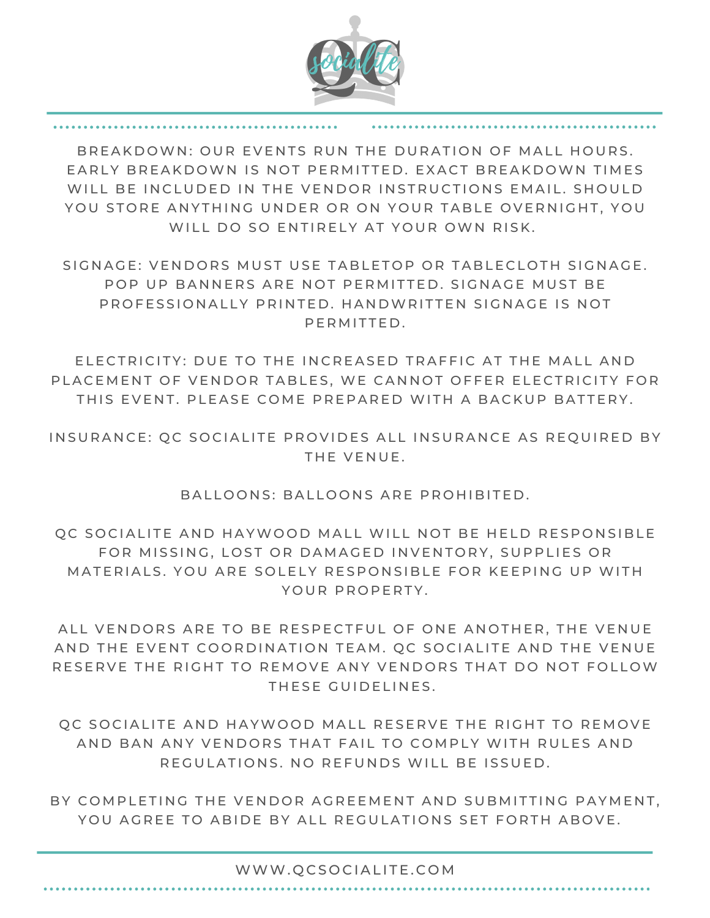BREAKDOWN: OUR EVENTS RUN THE DURATION OF MALL HOURS. EARLY BREAKDOWN IS NOT PERMITTED. EXACT BREAKDOWN TIMES WILL BE INCLUDED IN THE VENDOR INSTRUCTIONS EMAIL. SHOULD YOU STORE ANYTHING UNDER OR ON YOUR TABLE OVERNIGHT, YOU WILL DO SO ENTIRELY AT YOUR OWN RISK.

SIGNAGE: VENDORS MUST USE TABLETOP OR TABLECLOTH SIGNAGE. POP UP BANNERS ARE NOT PERMITTED. SIGNAGE MUST BE PROFESSIONALLY PRINTED. HANDWRITTEN SIGNAGE IS NOT PERMITTED.

ELECTRICITY: DUE TO THE INCREASED TRAFFIC AT THE MALL AND PLACEMENT OF VENDOR TABLES, WE CANNOT OFFER ELECTRICITY FOR THIS EVENT. PLEASE COME PREPARED WITH A BACKUP BATTERY.

INSURANCE: QC SOCIALITE PROVIDES ALL INSURANCE AS REQUIRED BY THE VENUE.

BALLOONS: BALLOONS ARE PROHIBITED.

QC SOCIALITE AND HAYWOOD MALL WILL NOT BE HELD RESPONSIBLE FOR MISSING, LOST OR DAMAGED INVENTORY, SUPPLIES OR MATERIALS. YOU ARE SOLELY RESPONSIBLE FOR KEEPING UP WITH YOUR PROPERTY.

ALL VENDORS ARE TO BE RESPECTFUL OF ONE ANOTHER, THE VENUE AND THE EVENT COORDINATION TEAM. QC SOCIALITE AND THE VENUE RESERVE THE RIGHT TO REMOVE ANY VENDORS THAT DO NOT FOLLOW THESE GUIDELINES.

QC SOCIALITE AND HAYWOOD MALL RESERVE THE RIGHT TO REMOVE AND BAN ANY VENDORS THAT FAIL TO COMPLY WITH RULES AND REGULATIONS. NO REFUNDS WILL BE ISSUED.

BY COMPLETING THE VENDOR AGREEMENT AND SUBMITTING PAYMENT, YOU AGREE TO ABIDE BY ALL REGULATIONS SET FORTH ABOVE.

WWW.QCSOCIALITE.COM